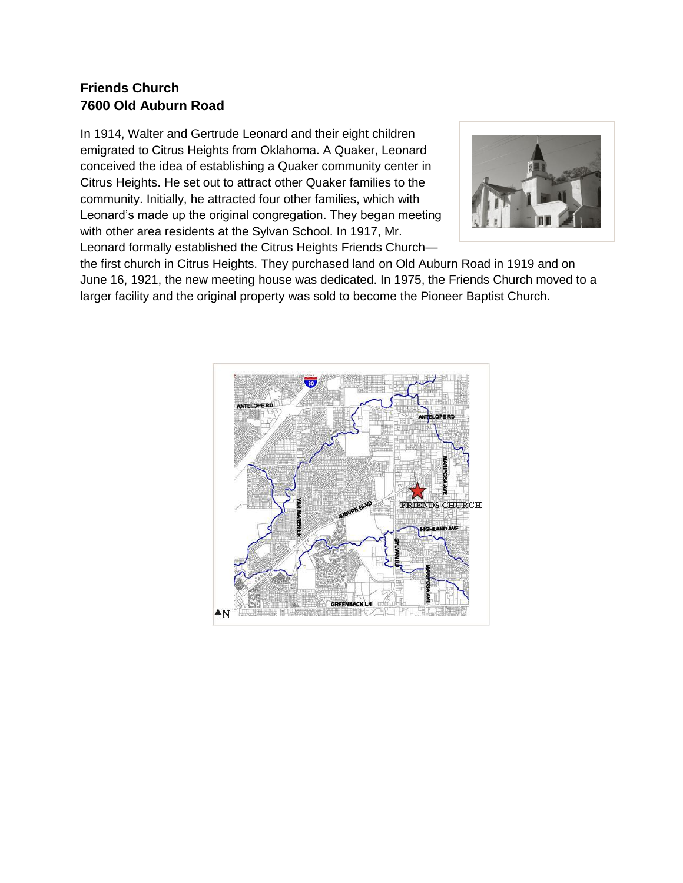**Friends Church**
**7600 Old Auburn Road**

In 1914, Walter and Gertrude Leonard and their eight children emigrated to Citrus Heights from Oklahoma. A Quaker, Leonard conceived the idea of establishing a Quaker community center in Citrus Heights. He set out to attract other Quaker families to the community. Initially, he attracted four other families, which with Leonard's made up the original congregation. They began meeting with other area residents at the Sylvan School. In 1917, Mr. Leonard formally established the Citrus Heights Friends Church—the first church in Citrus Heights. They purchased land on Old Auburn Road in 1919 and on June 16, 1921, the new meeting house was dedicated. In 1975, the Friends Church moved to a larger facility and the original property was sold to become the Pioneer Baptist Church.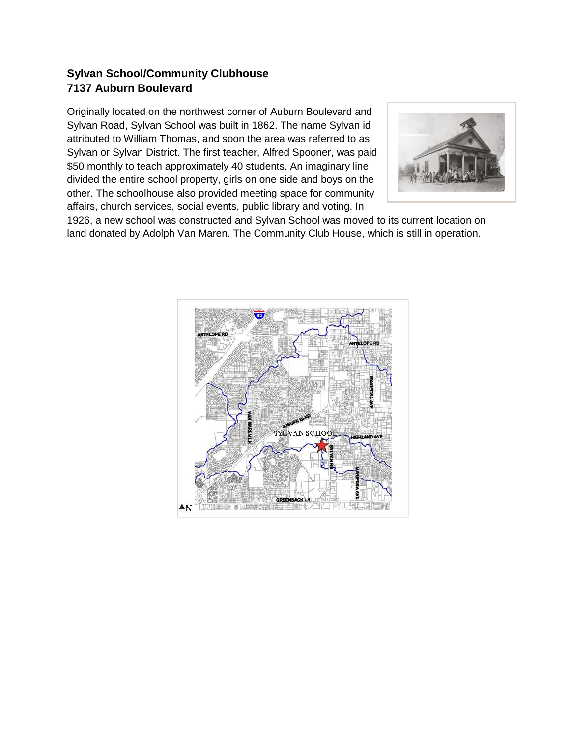**Sylvan School/Community Clubhouse**
**7137 Auburn Boulevard**

Originally located on the northwest corner of Auburn Boulevard and Sylvan Road, Sylvan School was built in 1862. The name Sylvan id attributed to William Thomas, and soon the area was referred to as Sylvan or Sylvan District. The first teacher, Alfred Spooner, was paid $50 monthly to teach approximately 40 students. An imaginary line divided the entire school property, girls on one side and boys on the other. The schoolhouse also provided meeting space for community affairs, church services, social events, public library and voting. In 1926, a new school was constructed and Sylvan School was moved to its current location on land donated by Adolph Van Maren. The Community Club House, which is still in operation.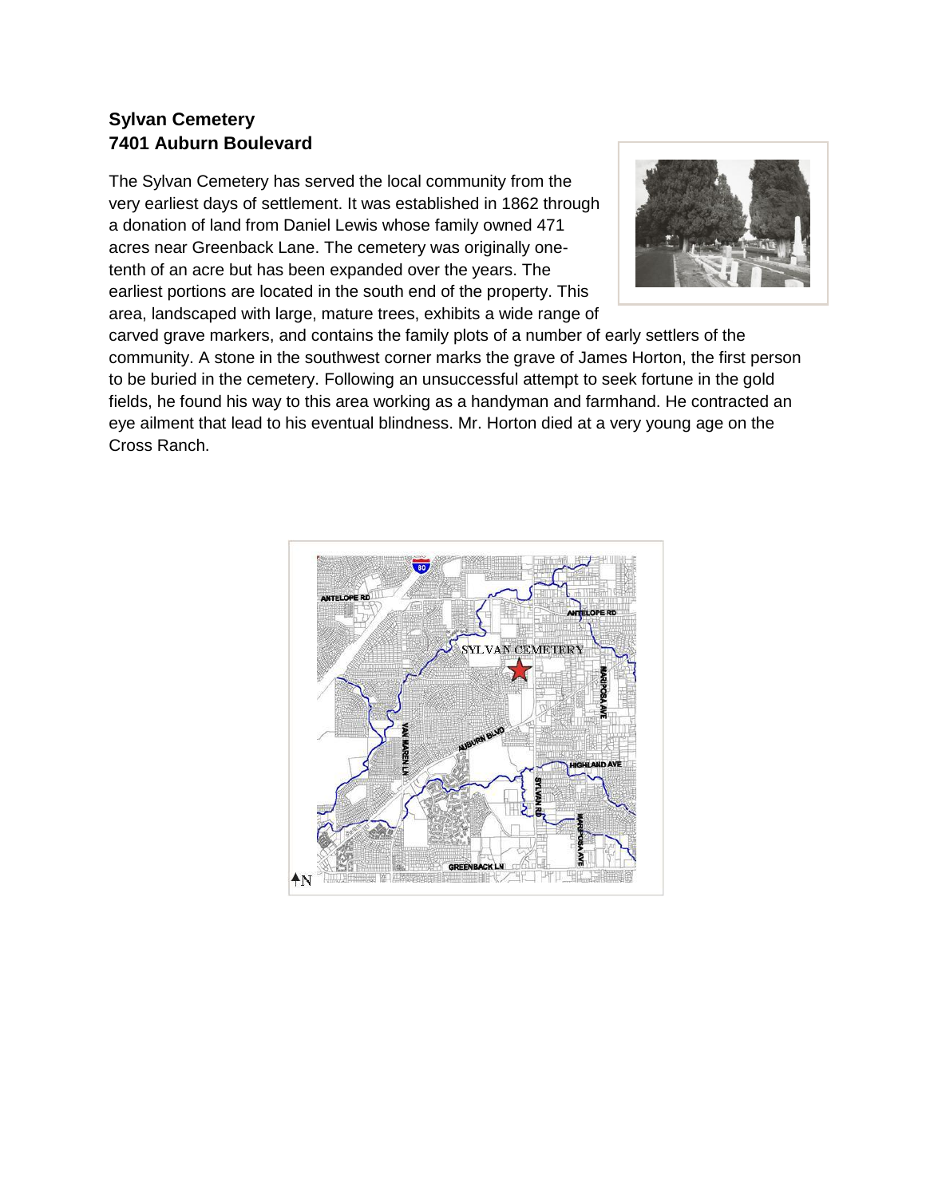**Sylvan Cemetery**
**7401 Auburn Boulevard**

The Sylvan Cemetery has served the local community from the very earliest days of settlement. It was established in 1862 through a donation of land from Daniel Lewis whose family owned 471 acres near Greenback Lane. The cemetery was originally one-tenth of an acre but has been expanded over the years. The earliest portions are located in the south end of the property. This area, landscaped with large, mature trees, exhibits a wide range of carved grave markers, and contains the family plots of a number of early settlers of the community. A stone in the southwest corner marks the grave of James Horton, the first person to be buried in the cemetery. Following an unsuccessful attempt to seek fortune in the gold fields, he found his way to this area working as a handyman and farmhand. He contracted an eye ailment that lead to his eventual blindness. Mr. Horton died at a very young age on the Cross Ranch.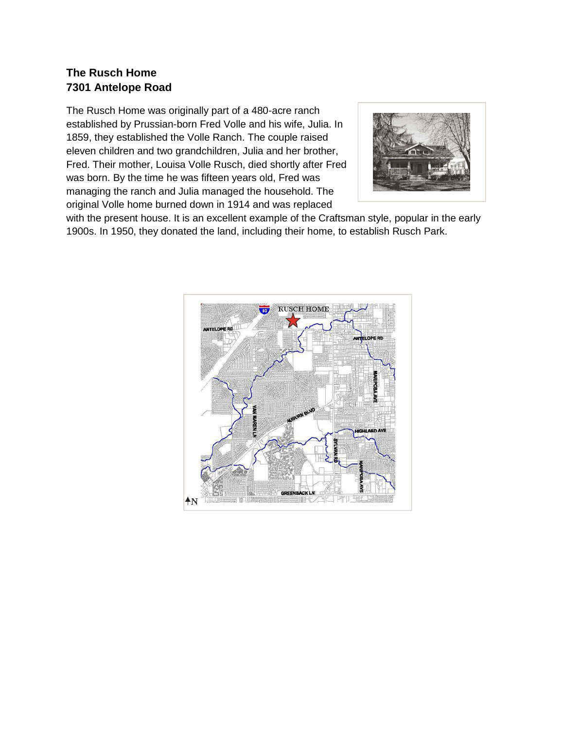## The Rusch Home
## 7301 Antelope Road

The Rusch Home was originally part of a 480-acre ranch established by Prussian-born Fred Volle and his wife, Julia. In 1859, they established the Volle Ranch. The couple raised eleven children and two grandchildren, Julia and her brother, Fred. Their mother, Louisa Volle Rusch, died shortly after Fred was born. By the time he was fifteen years old, Fred was managing the ranch and Julia managed the household. The original Volle home burned down in 1914 and was replaced with the present house. It is an excellent example of the Craftsman style, popular in the early 1900s. In 1950, they donated the land, including their home, to establish Rusch Park.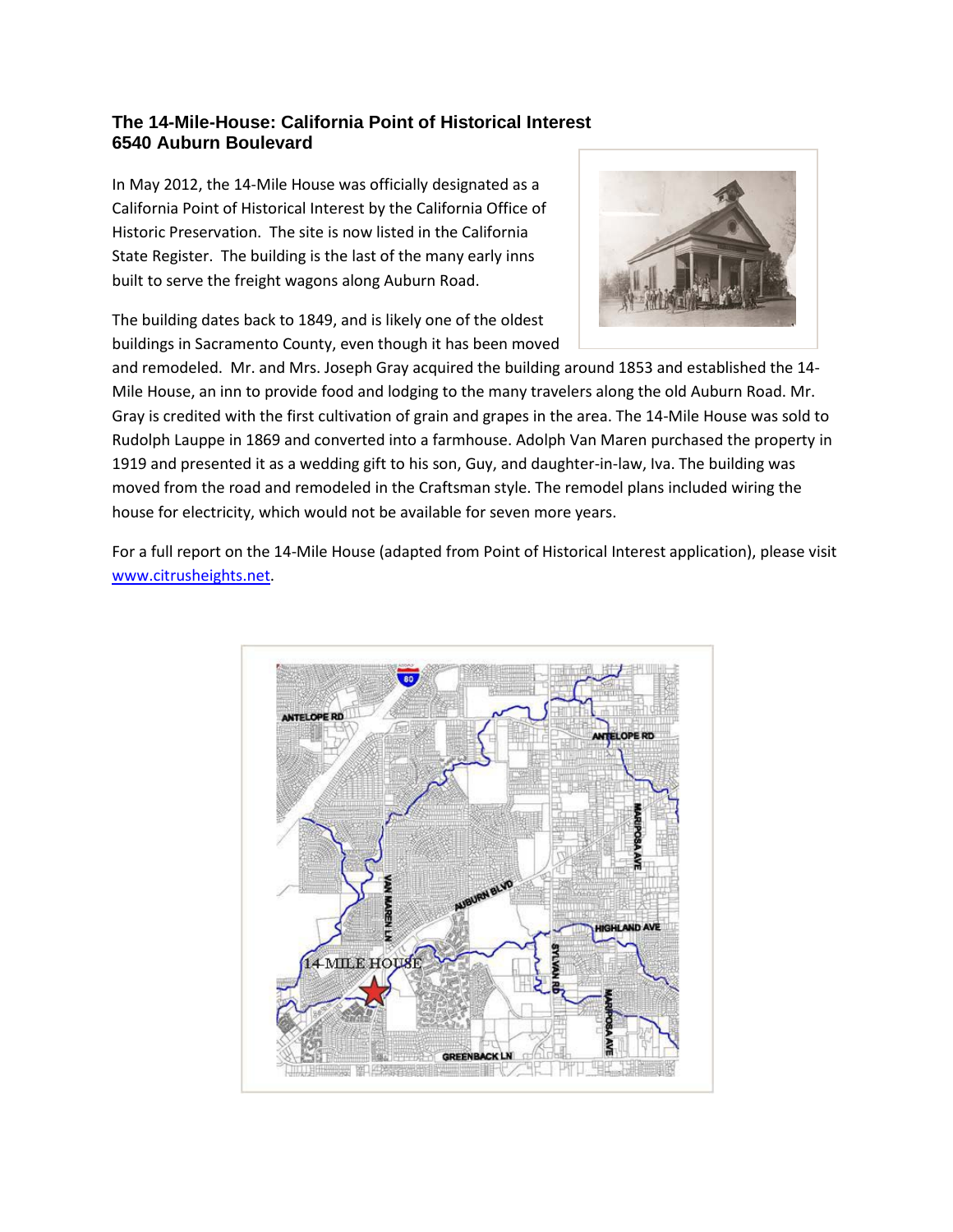## The 14-Mile-House: California Point of Historical Interest
## 6540 Auburn Boulevard

In May 2012, the 14-Mile House was officially designated as a California Point of Historical Interest by the California Office of Historic Preservation. The site is now listed in the California State Register. The building is the last of the many early inns built to serve the freight wagons along Auburn Road.

The building dates back to 1849, and is likely one of the oldest buildings in Sacramento County, even though it has been moved and remodeled. Mr. and Mrs. Joseph Gray acquired the building around 1853 and established the 14-Mile House, an inn to provide food and lodging to the many travelers along the old Auburn Road. Mr. Gray is credited with the first cultivation of grain and grapes in the area. The 14-Mile House was sold to Rudolph Lauppe in 1869 and converted into a farmhouse. Adolph Van Maren purchased the property in 1919 and presented it as a wedding gift to his son, Guy, and daughter-in-law, Iva. The building was moved from the road and remodeled in the Craftsman style. The remodel plans included wiring the house for electricity, which would not be available for seven more years.

For a full report on the 14-Mile House (adapted from Point of Historical Interest application), please visit [www.citrusheights.net](www.citrusheights.net).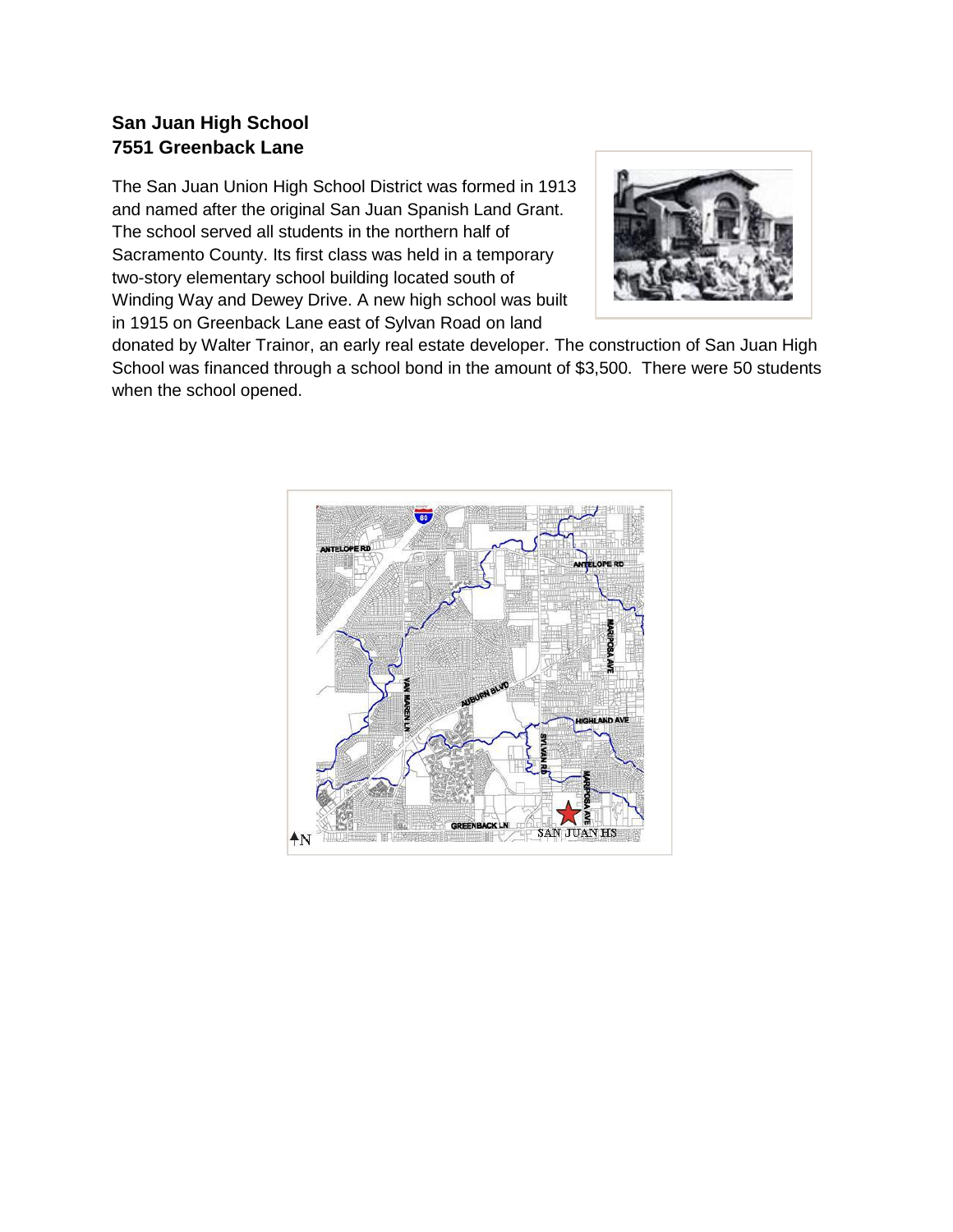**San Juan High School**
**7551 Greenback Lane**

The San Juan Union High School District was formed in 1913 and named after the original San Juan Spanish Land Grant. The school served all students in the northern half of Sacramento County. Its first class was held in a temporary two-story elementary school building located south of Winding Way and Dewey Drive. A new high school was built in 1915 on Greenback Lane east of Sylvan Road on land donated by Walter Trainor, an early real estate developer. The construction of San Juan High School was financed through a school bond in the amount of $3,500. There were 50 students when the school opened.